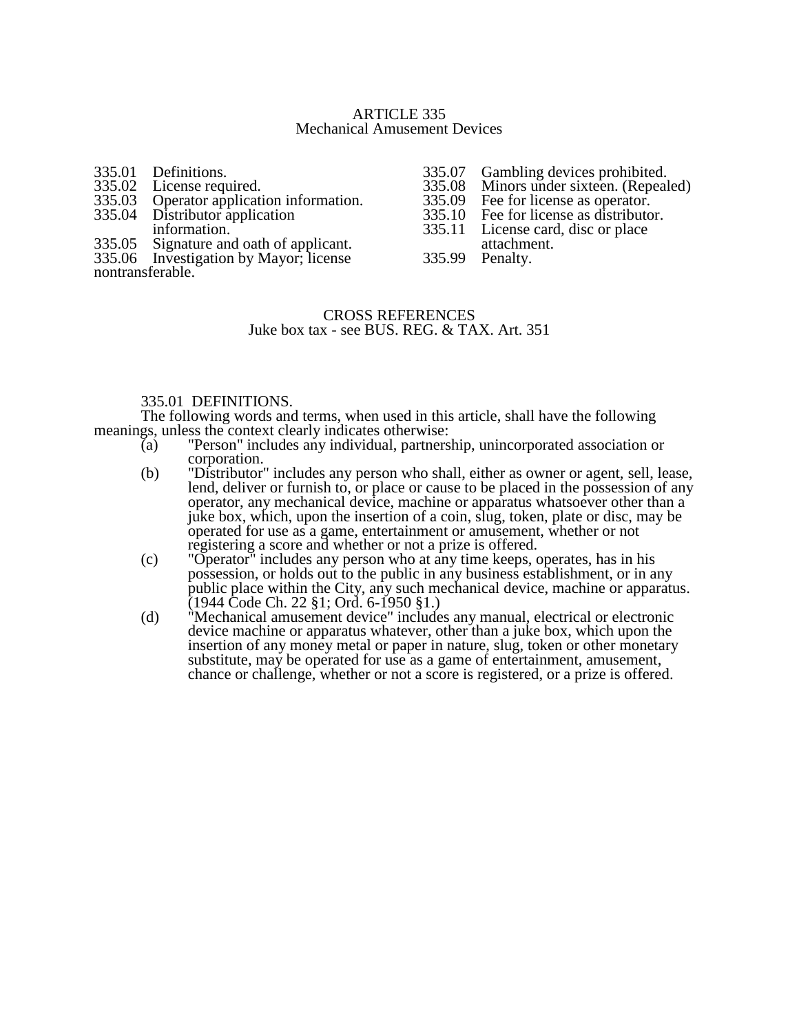# ARTICLE 335
## Mechanical Amusement Devices

335.01 Definitions.
335.02 License required.
335.03 Operator application information.
335.04 Distributor application information.
335.05 Signature and oath of applicant.
335.06 Investigation by Mayor; license nontransferable.
335.07 Gambling devices prohibited.
335.08 Minors under sixteen. (Repealed)
335.09 Fee for license as operator.
335.10 Fee for license as distributor.
335.11 License card, disc or place attachment.
335.99 Penalty.

CROSS REFERENCES
Juke box tax - see BUS. REG. & TAX. Art. 351

335.01 DEFINITIONS.

The following words and terms, when used in this article, shall have the following meanings, unless the context clearly indicates otherwise:

(a) "Person" includes any individual, partnership, unincorporated association or corporation.

(b) "Distributor" includes any person who shall, either as owner or agent, sell, lease, lend, deliver or furnish to, or place or cause to be placed in the possession of any operator, any mechanical device, machine or apparatus whatsoever other than a juke box, which, upon the insertion of a coin, slug, token, plate or disc, may be operated for use as a game, entertainment or amusement, whether or not registering a score and whether or not a prize is offered.

(c) "Operator" includes any person who at any time keeps, operates, has in his possession, or holds out to the public in any business establishment, or in any public place within the City, any such mechanical device, machine or apparatus. (1944 Code Ch. 22 §1; Ord. 6-1950 §1.)

(d) "Mechanical amusement device" includes any manual, electrical or electronic device machine or apparatus whatever, other than a juke box, which upon the insertion of any money metal or paper in nature, slug, token or other monetary substitute, may be operated for use as a game of entertainment, amusement, chance or challenge, whether or not a score is registered, or a prize is offered.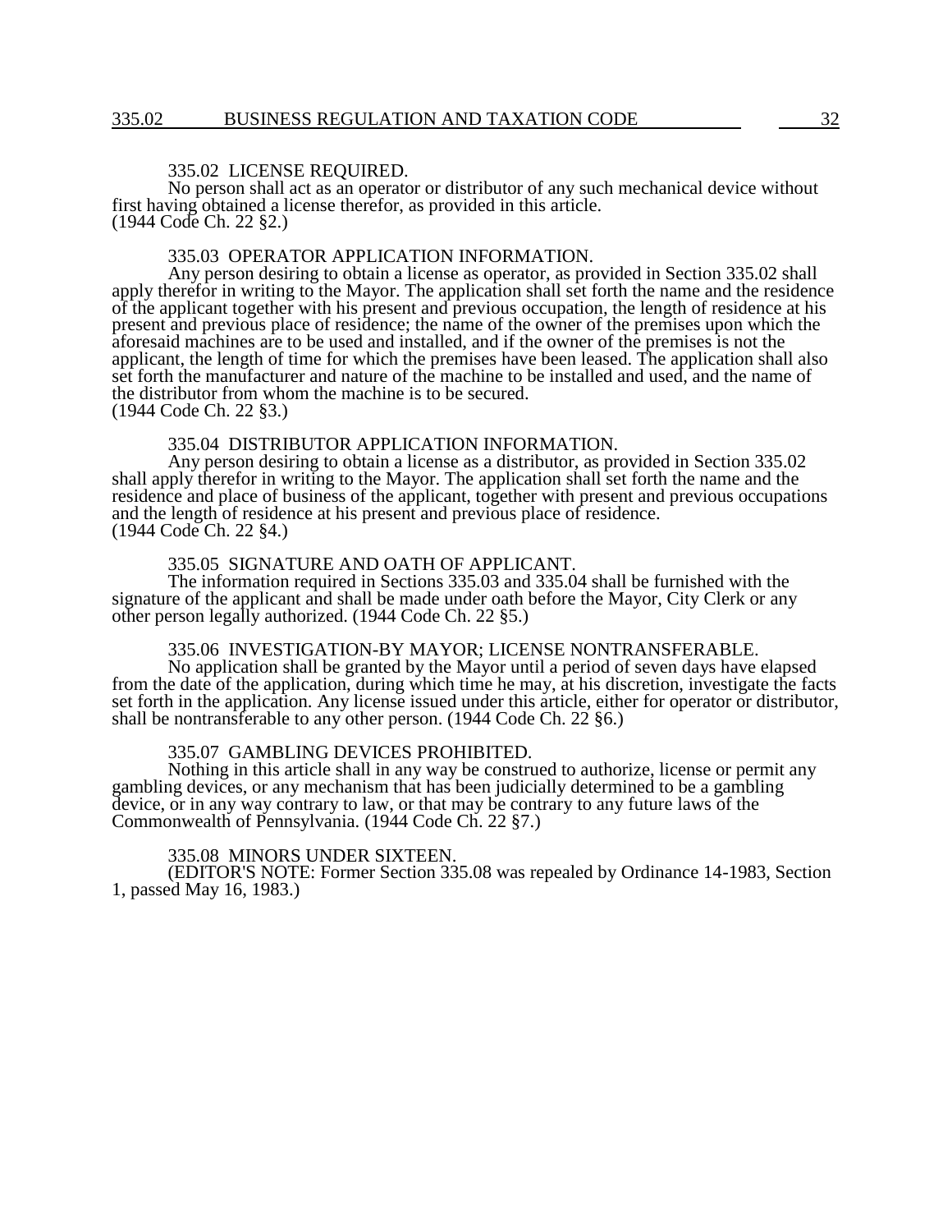### 335.02 LICENSE REQUIRED.

No person shall act as an operator or distributor of any such mechanical device without first having obtained a license therefor, as provided in this article.
(1944 Code Ch. 22 §2.)

### 335.03 OPERATOR APPLICATION INFORMATION.

Any person desiring to obtain a license as operator, as provided in Section 335.02 shall apply therefor in writing to the Mayor. The application shall set forth the name and the residence of the applicant together with his present and previous occupation, the length of residence at his present and previous place of residence; the name of the owner of the premises upon which the aforesaid machines are to be used and installed, and if the owner of the premises is not the applicant, the length of time for which the premises have been leased. The application shall also set forth the manufacturer and nature of the machine to be installed and used, and the name of the distributor from whom the machine is to be secured.
(1944 Code Ch. 22 §3.)

### 335.04 DISTRIBUTOR APPLICATION INFORMATION.

Any person desiring to obtain a license as a distributor, as provided in Section 335.02 shall apply therefor in writing to the Mayor. The application shall set forth the name and the residence and place of business of the applicant, together with present and previous occupations and the length of residence at his present and previous place of residence.
(1944 Code Ch. 22 §4.)

### 335.05 SIGNATURE AND OATH OF APPLICANT.

The information required in Sections 335.03 and 335.04 shall be furnished with the signature of the applicant and shall be made under oath before the Mayor, City Clerk or any other person legally authorized. (1944 Code Ch. 22 §5.)

### 335.06 INVESTIGATION-BY MAYOR; LICENSE NONTRANSFERABLE.

No application shall be granted by the Mayor until a period of seven days have elapsed from the date of the application, during which time he may, at his discretion, investigate the facts set forth in the application. Any license issued under this article, either for operator or distributor, shall be nontransferable to any other person. (1944 Code Ch. 22 §6.)

### 335.07 GAMBLING DEVICES PROHIBITED.

Nothing in this article shall in any way be construed to authorize, license or permit any gambling devices, or any mechanism that has been judicially determined to be a gambling device, or in any way contrary to law, or that may be contrary to any future laws of the Commonwealth of Pennsylvania. (1944 Code Ch. 22 §7.)

### 335.08 MINORS UNDER SIXTEEN.

(EDITOR'S NOTE: Former Section 335.08 was repealed by Ordinance 14-1983, Section 1, passed May 16, 1983.)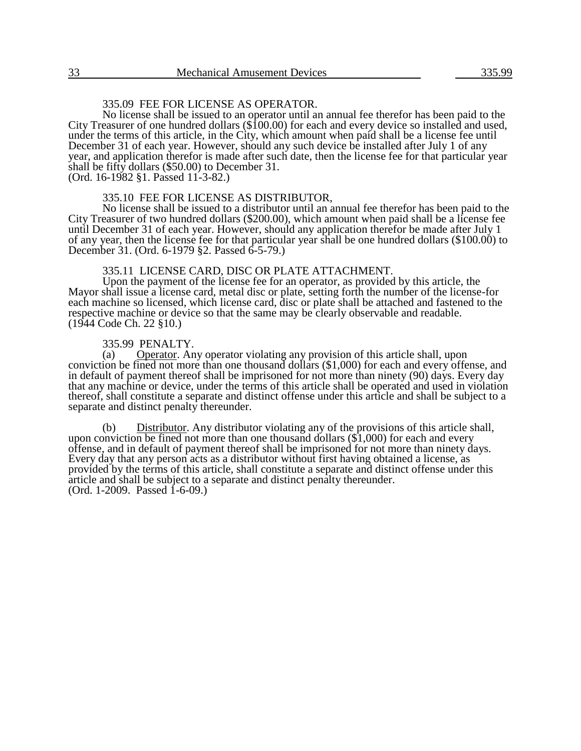### 335.09 FEE FOR LICENSE AS OPERATOR.

No license shall be issued to an operator until an annual fee therefor has been paid to the City Treasurer of one hundred dollars ($100.00) for each and every device so installed and used, under the terms of this article, in the City, which amount when paid shall be a license fee until December 31 of each year. However, should any such device be installed after July 1 of any year, and application therefor is made after such date, then the license fee for that particular year shall be fifty dollars ($50.00) to December 31.
(Ord. 16-1982 §1. Passed 11-3-82.)

### 335.10 FEE FOR LICENSE AS DISTRIBUTOR,

No license shall be issued to a distributor until an annual fee therefor has been paid to the City Treasurer of two hundred dollars ($200.00), which amount when paid shall be a license fee until December 31 of each year. However, should any application therefor be made after July 1 of any year, then the license fee for that particular year shall be one hundred dollars ($100.00) to December 31. (Ord. 6-1979 §2. Passed 6-5-79.)

### 335.11 LICENSE CARD, DISC OR PLATE ATTACHMENT.

Upon the payment of the license fee for an operator, as provided by this article, the Mayor shall issue a license card, metal disc or plate, setting forth the number of the license-for each machine so licensed, which license card, disc or plate shall be attached and fastened to the respective machine or device so that the same may be clearly observable and readable.
(1944 Code Ch. 22 §10.)

### 335.99 PENALTY.

(a) Operator. Any operator violating any provision of this article shall, upon conviction be fined not more than one thousand dollars ($1,000) for each and every offense, and in default of payment thereof shall be imprisoned for not more than ninety (90) days. Every day that any machine or device, under the terms of this article shall be operated and used in violation thereof, shall constitute a separate and distinct offense under this article and shall be subject to a separate and distinct penalty thereunder.

(b) Distributor. Any distributor violating any of the provisions of this article shall, upon conviction be fined not more than one thousand dollars ($1,000) for each and every offense, and in default of payment thereof shall be imprisoned for not more than ninety days. Every day that any person acts as a distributor without first having obtained a license, as provided by the terms of this article, shall constitute a separate and distinct offense under this article and shall be subject to a separate and distinct penalty thereunder.
(Ord. 1-2009. Passed 1-6-09.)